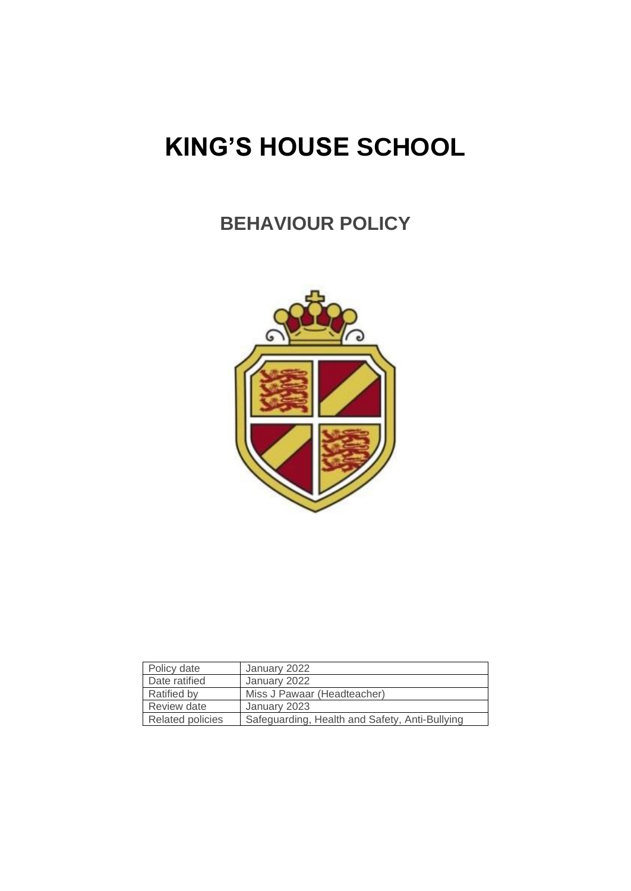# KING'S HOUSE SCHOOL

## BEHAVIOUR POLICY

| Policy date | January 2022 |
| --- | --- |
| Date ratified | January 2022 |
| Ratified by | Miss J Pawaar (Headteacher) |
| Review date | January 2023 |
| Related policies | Safeguarding, Health and Safety, Anti-Bullying |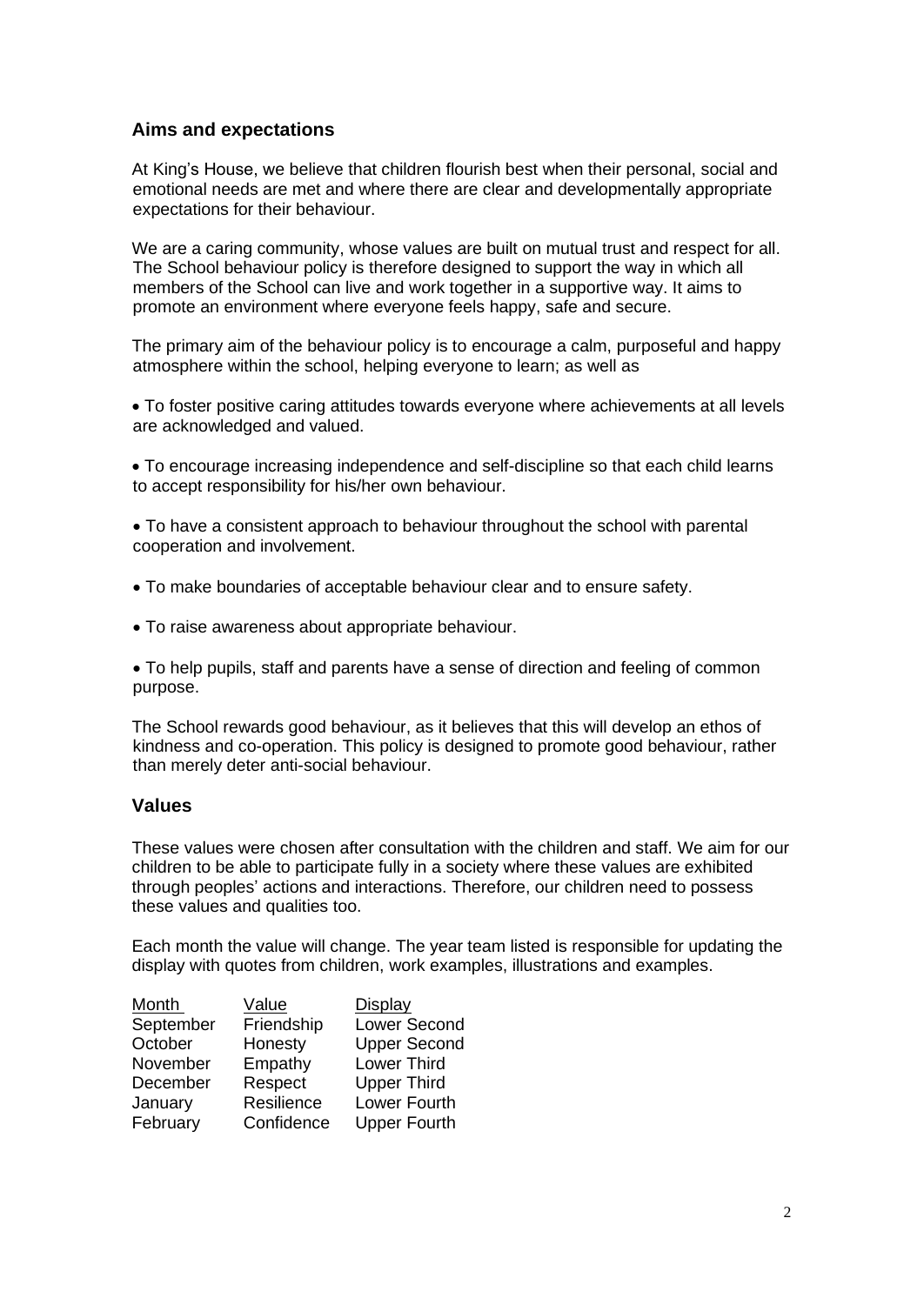## Aims and expectations

At King's House, we believe that children flourish best when their personal, social and emotional needs are met and where there are clear and developmentally appropriate expectations for their behaviour.

We are a caring community, whose values are built on mutual trust and respect for all. The School behaviour policy is therefore designed to support the way in which all members of the School can live and work together in a supportive way. It aims to promote an environment where everyone feels happy, safe and secure.

The primary aim of the behaviour policy is to encourage a calm, purposeful and happy atmosphere within the school, helping everyone to learn; as well as

- To foster positive caring attitudes towards everyone where achievements at all levels are acknowledged and valued.
- To encourage increasing independence and self-discipline so that each child learns to accept responsibility for his/her own behaviour.
- To have a consistent approach to behaviour throughout the school with parental cooperation and involvement.
- To make boundaries of acceptable behaviour clear and to ensure safety.
- To raise awareness about appropriate behaviour.
- To help pupils, staff and parents have a sense of direction and feeling of common purpose.

The School rewards good behaviour, as it believes that this will develop an ethos of kindness and co-operation. This policy is designed to promote good behaviour, rather than merely deter anti-social behaviour.

## Values

These values were chosen after consultation with the children and staff. We aim for our children to be able to participate fully in a society where these values are exhibited through peoples' actions and interactions. Therefore, our children need to possess these values and qualities too.

Each month the value will change. The year team listed is responsible for updating the display with quotes from children, work examples, illustrations and examples.

| Month | Value | Display |
|---|---|---|
| September | Friendship | Lower Second |
| October | Honesty | Upper Second |
| November | Empathy | Lower Third |
| December | Respect | Upper Third |
| January | Resilience | Lower Fourth |
| February | Confidence | Upper Fourth |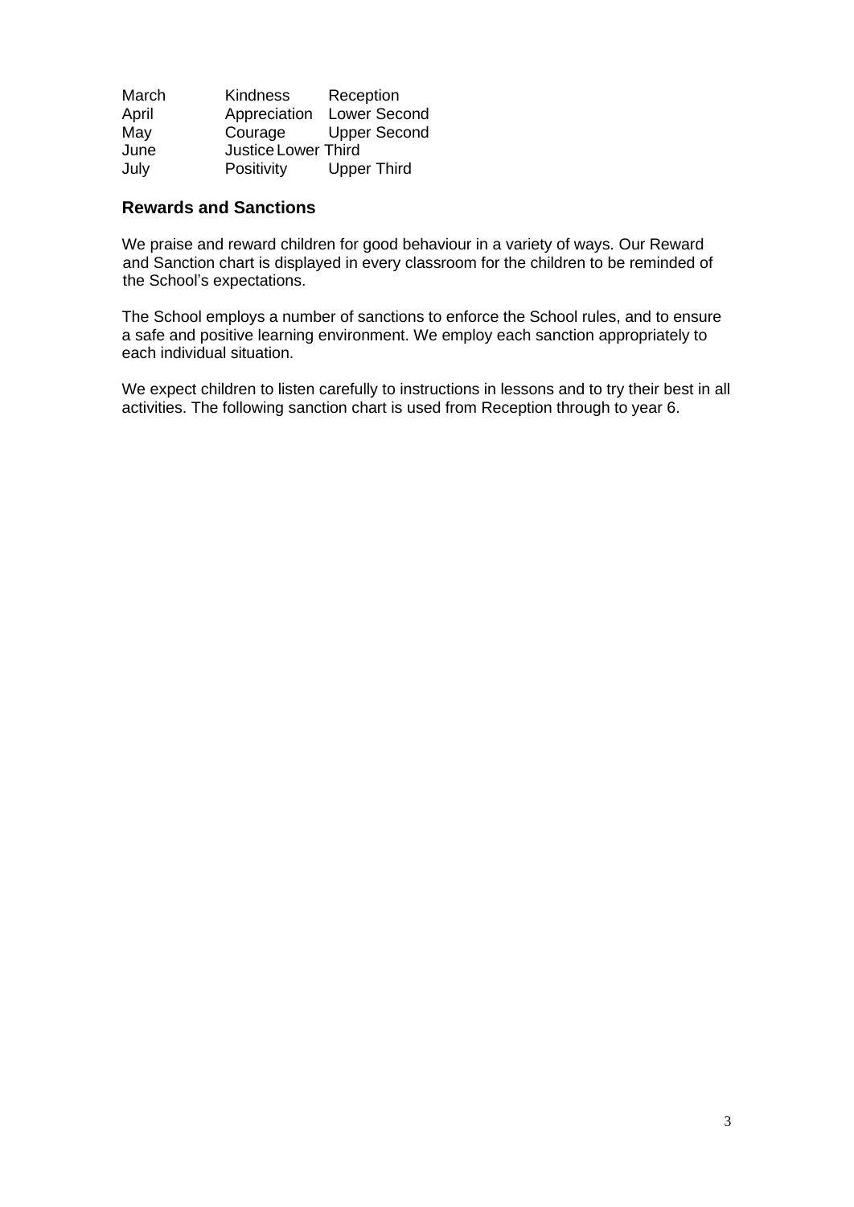| March | Kindness | Reception |
| --- | --- | --- |
| April | Appreciation | Lower Second |
| May | Courage | Upper Second |
| June | Justice | Lower Third |
| July | Positivity | Upper Third |

### Rewards and Sanctions

We praise and reward children for good behaviour in a variety of ways. Our Reward and Sanction chart is displayed in every classroom for the children to be reminded of the School's expectations.

The School employs a number of sanctions to enforce the School rules, and to ensure a safe and positive learning environment. We employ each sanction appropriately to each individual situation.

We expect children to listen carefully to instructions in lessons and to try their best in all activities. The following sanction chart is used from Reception through to year 6.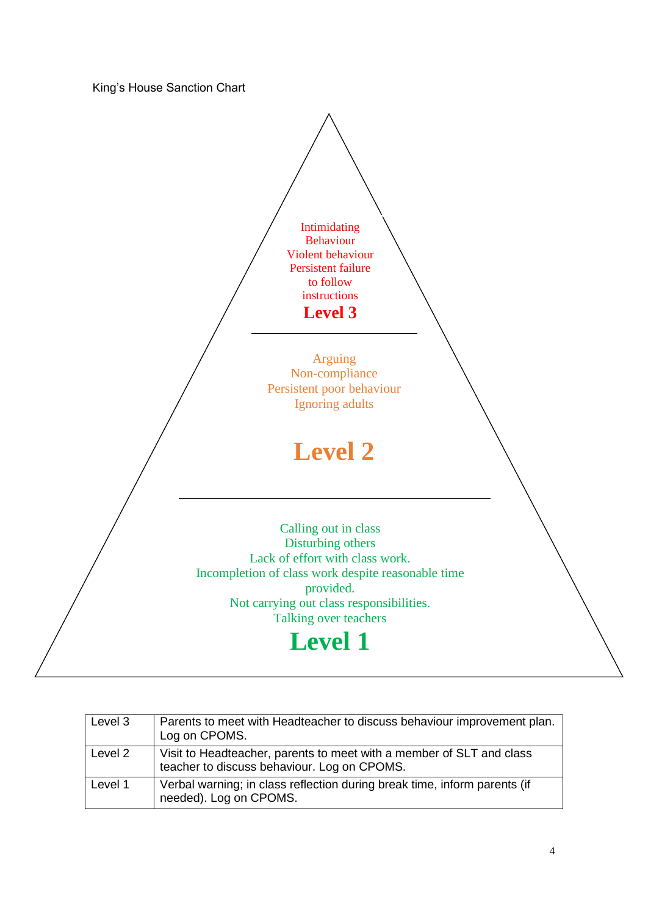King's House Sanction Chart

**Level 3**

Intimidating Behaviour
Violent behaviour
Persistent failure to follow instructions

**Level 2**

Arguing
Non-compliance
Persistent poor behaviour
Ignoring adults

**Level 1**

Calling out in class
Disturbing others
Lack of effort with class work.
Incompletion of class work despite reasonable time provided.
Not carrying out class responsibilities.
Talking over teachers

| | |
|---|---|
| Level 3 | Parents to meet with Headteacher to discuss behaviour improvement plan. Log on CPOMS. |
| Level 2 | Visit to Headteacher, parents to meet with a member of SLT and class teacher to discuss behaviour. Log on CPOMS. |
| Level 1 | Verbal warning; in class reflection during break time, inform parents (if needed). Log on CPOMS. |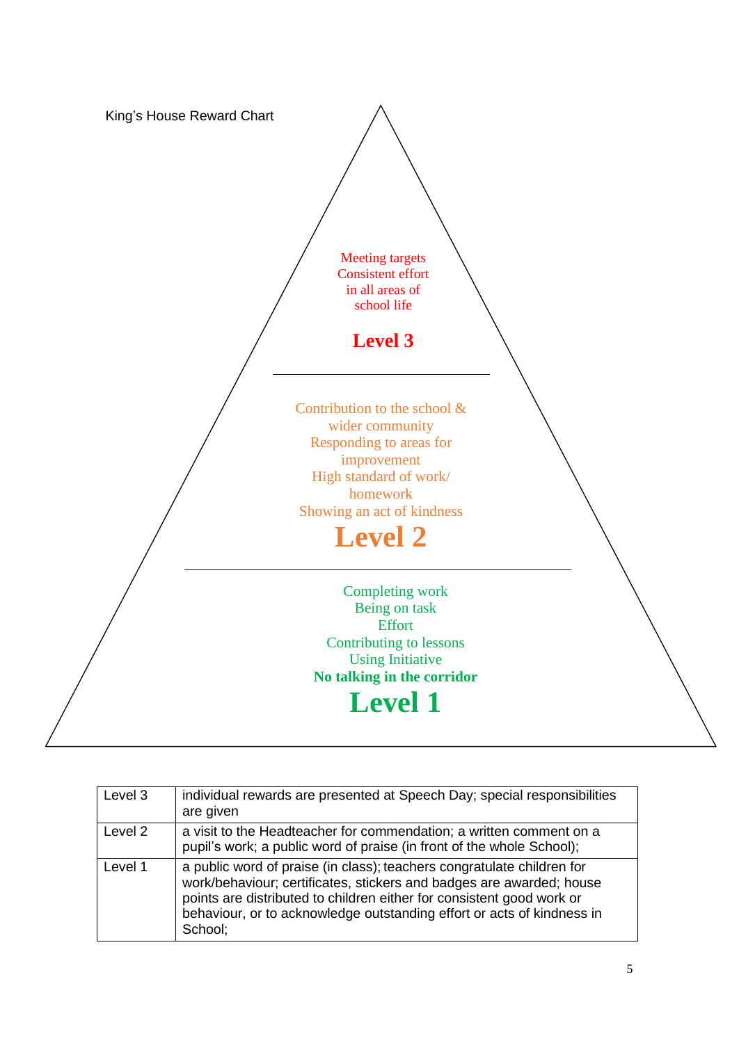King's House Reward Chart

Meeting targets
Consistent effort
in all areas of
school life

**Level 3**

Contribution to the school &
wider community
Responding to areas for
improvement
High standard of work/
homework
Showing an act of kindness

**Level 2**

Completing work
Being on task
Effort
Contributing to lessons
Using Initiative
**No talking in the corridor**

**Level 1**

| | |
|---|---|
| Level 3 | individual rewards are presented at Speech Day; special responsibilities are given |
| Level 2 | a visit to the Headteacher for commendation; a written comment on a pupil's work; a public word of praise (in front of the whole School); |
| Level 1 | a public word of praise (in class); teachers congratulate children for work/behaviour; certificates, stickers and badges are awarded; house points are distributed to children either for consistent good work or behaviour, or to acknowledge outstanding effort or acts of kindness in School; |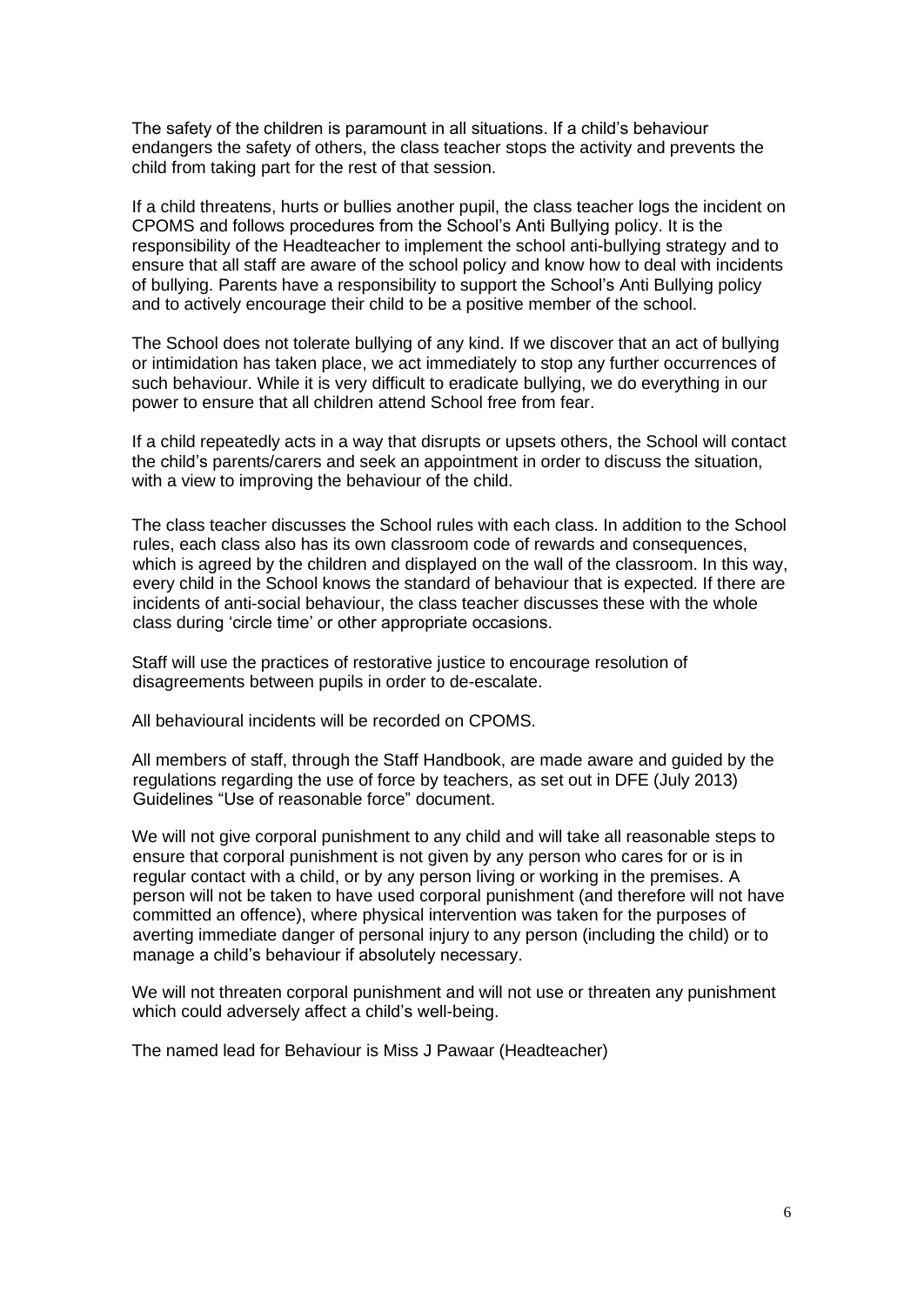The safety of the children is paramount in all situations. If a child's behaviour endangers the safety of others, the class teacher stops the activity and prevents the child from taking part for the rest of that session.

If a child threatens, hurts or bullies another pupil, the class teacher logs the incident on CPOMS and follows procedures from the School's Anti Bullying policy. It is the responsibility of the Headteacher to implement the school anti-bullying strategy and to ensure that all staff are aware of the school policy and know how to deal with incidents of bullying. Parents have a responsibility to support the School's Anti Bullying policy and to actively encourage their child to be a positive member of the school.

The School does not tolerate bullying of any kind. If we discover that an act of bullying or intimidation has taken place, we act immediately to stop any further occurrences of such behaviour. While it is very difficult to eradicate bullying, we do everything in our power to ensure that all children attend School free from fear.

If a child repeatedly acts in a way that disrupts or upsets others, the School will contact the child's parents/carers and seek an appointment in order to discuss the situation, with a view to improving the behaviour of the child.

The class teacher discusses the School rules with each class. In addition to the School rules, each class also has its own classroom code of rewards and consequences, which is agreed by the children and displayed on the wall of the classroom. In this way, every child in the School knows the standard of behaviour that is expected. If there are incidents of anti-social behaviour, the class teacher discusses these with the whole class during 'circle time' or other appropriate occasions.

Staff will use the practices of restorative justice to encourage resolution of disagreements between pupils in order to de-escalate.

All behavioural incidents will be recorded on CPOMS.

All members of staff, through the Staff Handbook, are made aware and guided by the regulations regarding the use of force by teachers, as set out in DFE (July 2013) Guidelines "Use of reasonable force" document.

We will not give corporal punishment to any child and will take all reasonable steps to ensure that corporal punishment is not given by any person who cares for or is in regular contact with a child, or by any person living or working in the premises. A person will not be taken to have used corporal punishment (and therefore will not have committed an offence), where physical intervention was taken for the purposes of averting immediate danger of personal injury to any person (including the child) or to manage a child's behaviour if absolutely necessary.

We will not threaten corporal punishment and will not use or threaten any punishment which could adversely affect a child's well-being.

The named lead for Behaviour is Miss J Pawaar (Headteacher)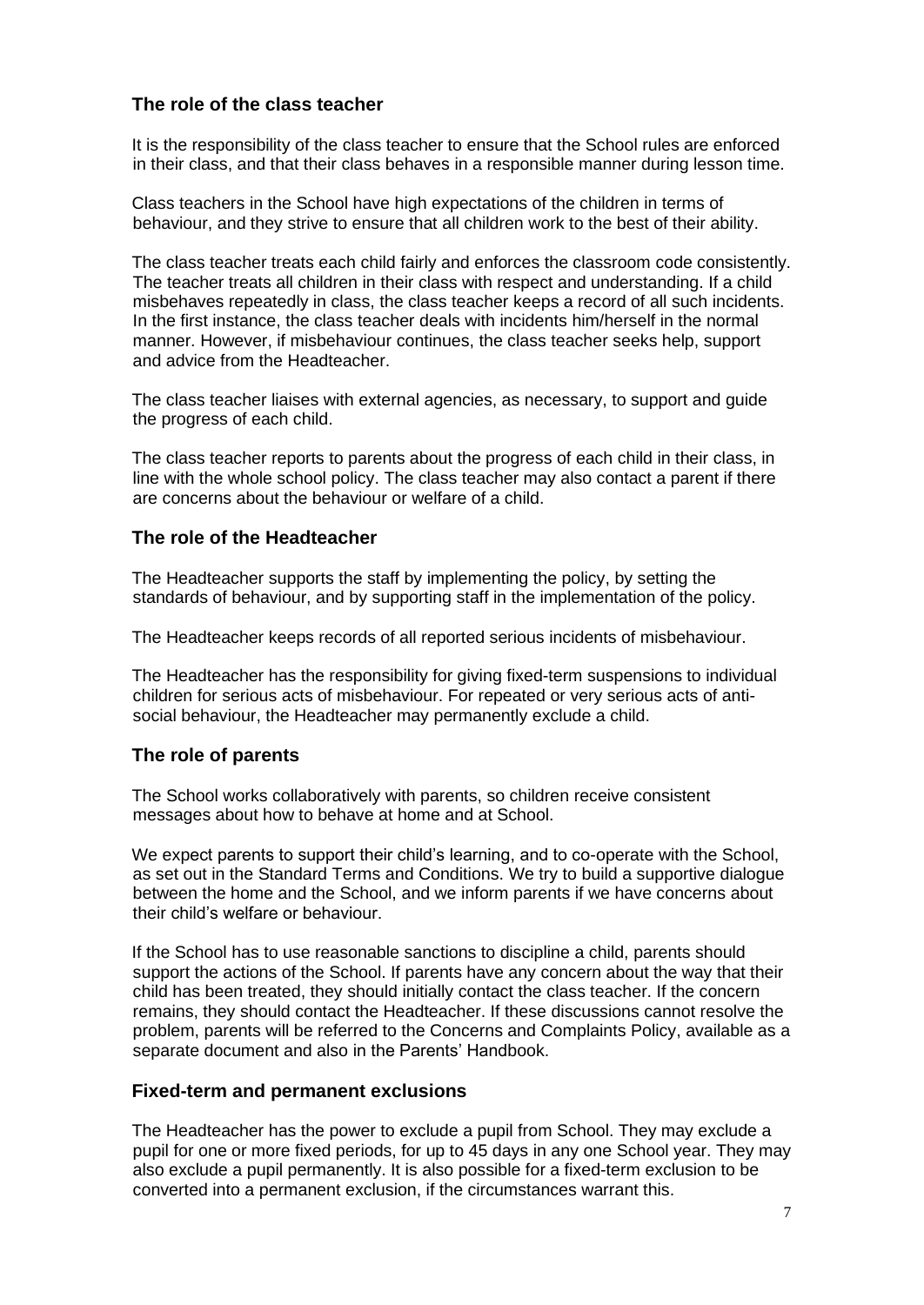## The role of the class teacher

It is the responsibility of the class teacher to ensure that the School rules are enforced in their class, and that their class behaves in a responsible manner during lesson time.

Class teachers in the School have high expectations of the children in terms of behaviour, and they strive to ensure that all children work to the best of their ability.

The class teacher treats each child fairly and enforces the classroom code consistently. The teacher treats all children in their class with respect and understanding. If a child misbehaves repeatedly in class, the class teacher keeps a record of all such incidents. In the first instance, the class teacher deals with incidents him/herself in the normal manner. However, if misbehaviour continues, the class teacher seeks help, support and advice from the Headteacher.

The class teacher liaises with external agencies, as necessary, to support and guide the progress of each child.

The class teacher reports to parents about the progress of each child in their class, in line with the whole school policy. The class teacher may also contact a parent if there are concerns about the behaviour or welfare of a child.

## The role of the Headteacher

The Headteacher supports the staff by implementing the policy, by setting the standards of behaviour, and by supporting staff in the implementation of the policy.

The Headteacher keeps records of all reported serious incidents of misbehaviour.

The Headteacher has the responsibility for giving fixed-term suspensions to individual children for serious acts of misbehaviour. For repeated or very serious acts of anti-social behaviour, the Headteacher may permanently exclude a child.

## The role of parents

The School works collaboratively with parents, so children receive consistent messages about how to behave at home and at School.

We expect parents to support their child's learning, and to co-operate with the School, as set out in the Standard Terms and Conditions. We try to build a supportive dialogue between the home and the School, and we inform parents if we have concerns about their child's welfare or behaviour.

If the School has to use reasonable sanctions to discipline a child, parents should support the actions of the School. If parents have any concern about the way that their child has been treated, they should initially contact the class teacher. If the concern remains, they should contact the Headteacher. If these discussions cannot resolve the problem, parents will be referred to the Concerns and Complaints Policy, available as a separate document and also in the Parents' Handbook.

## Fixed-term and permanent exclusions

The Headteacher has the power to exclude a pupil from School. They may exclude a pupil for one or more fixed periods, for up to 45 days in any one School year. They may also exclude a pupil permanently. It is also possible for a fixed-term exclusion to be converted into a permanent exclusion, if the circumstances warrant this.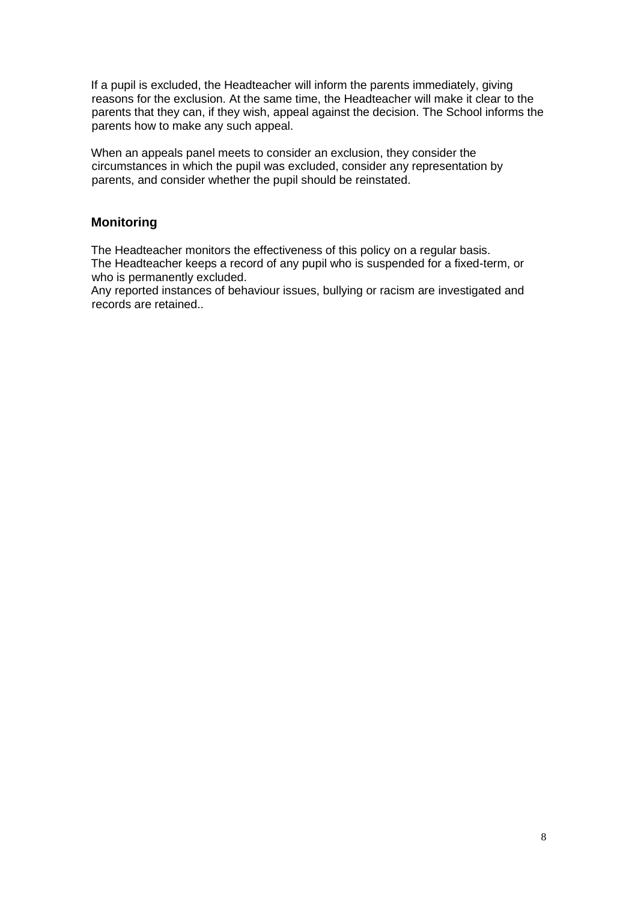If a pupil is excluded, the Headteacher will inform the parents immediately, giving reasons for the exclusion. At the same time, the Headteacher will make it clear to the parents that they can, if they wish, appeal against the decision. The School informs the parents how to make any such appeal.

When an appeals panel meets to consider an exclusion, they consider the circumstances in which the pupil was excluded, consider any representation by parents, and consider whether the pupil should be reinstated.

## Monitoring

The Headteacher monitors the effectiveness of this policy on a regular basis.
The Headteacher keeps a record of any pupil who is suspended for a fixed-term, or who is permanently excluded.
Any reported instances of behaviour issues, bullying or racism are investigated and records are retained..